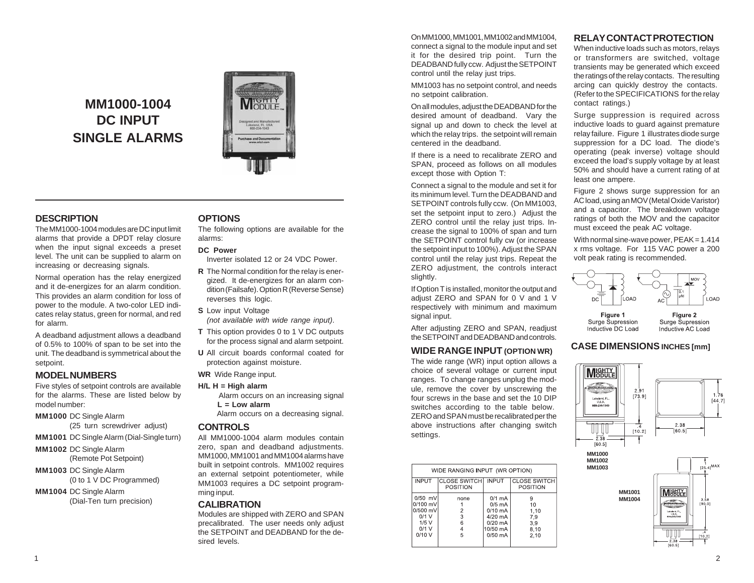# MM1000-1004 DC INPUT SINGLE ALARMS

## DESCRIPTION

The MM1000-1004 modules are DC input limit alarms that provide a DPDT relay closure when the input signal exceeds a preset level. The unit can be supplied to alarm on increasing or decreasing signals.

Normal operation has the relay energized and it de-energizes for an alarm condition. This provides an alarm condition for loss of power to the module. A two-color LED indicates relay status, green for normal, and red for alarm.

A deadband adjustment allows a deadband of 0.5% to 100% of span to be set into the unit. The deadband is symmetrical about the setpoint.

## MODEL NUMBERS

Five styles of setpoint controls are available for the alarms. These are listed below by model number:

**MM1000** DC Single Alarm (25 turn screwdriver adjust)

**MM1001** DC Single Alarm (Dial-Single turn)

**MM1002** DC Single Alarm (Remote Pot Setpoint)

**MM1003** DC Single Alarm (0 to 1 V DC Programmed)

**MM1004** DC Single Alarm (Dial-Ten turn precision)

## OPTIONS

The following options are available for the alarms:

**DC Power**
Inverter isolated 12 or 24 VDC Power.

**R** The Normal condition for the relay is energized. It de-energizes for an alarm condition (Failsafe). Option R (Reverse Sense) reverses this logic.

**S** Low input Voltage
*(not available with wide range input)*.

**T** This option provides 0 to 1 V DC outputs for the process signal and alarm setpoint.

**U** All circuit boards conformal coated for protection against moisture.

**WR** Wide Range input.

**H/L H = High alarm**
Alarm occurs on an increasing signal
**L = Low alarm**
Alarm occurs on a decreasing signal.

## CONTROLS

All MM1000-1004 alarm modules contain zero, span and deadband adjustments. MM1000, MM1001 and MM1004 alarms have built in setpoint controls. MM1002 requires an external setpoint potentiometer, while MM1003 requires a DC setpoint programming input.

## CALIBRATION

Modules are shipped with ZERO and SPAN precalibrated. The user needs only adjust the SETPOINT and DEADBAND for the desired levels.

On MM1000, MM1001, MM1002 and MM1004, connect a signal to the module input and set it for the desired trip point. Turn the DEADBAND fully ccw. Adjust the SETPOINT control until the relay just trips.

MM1003 has no setpoint control, and needs no setpoint calibration.

On all modules, adjust the DEADBAND for the desired amount of deadband. Vary the signal up and down to check the level at which the relay trips. the setpoint will remain centered in the deadband.

If there is a need to recalibrate ZERO and SPAN, proceed as follows on all modules except those with Option T:

Connect a signal to the module and set it for its minimum level. Turn the DEADBAND and SETPOINT controls fully ccw. (On MM1003, set the setpoint input to zero.) Adjust the ZERO control until the relay just trips. Increase the signal to 100% of span and turn the SETPOINT control fully cw (or increase the setpoint input to 100%). Adjust the SPAN control until the relay just trips. Repeat the ZERO adjustment, the controls interact slightly.

If Option T is installed, monitor the output and adjust ZERO and SPAN for 0 V and 1 V respectively with minimum and maximum signal input.

After adjusting ZERO and SPAN, readjust the SETPOINT and DEADBAND and controls.

## WIDE RANGE INPUT (OPTION WR)

The wide range (WR) input option allows a choice of several voltage or current input ranges. To change ranges unplug the module, remove the cover by unscrewing the four screws in the base and set the 10 DIP switches according to the table below. ZERO and SPAN must be recalibrated per the above instructions after changing switch settings.

WIDE RANGING INPUT (WR OPTION)

| INPUT | CLOSE SWITCH POSITION | INPUT | CLOSE SWITCH POSITION |
|---|---|---|---|
| 0/50 mV | none | 0/1 mA | 9 |
| 0/100 mV | 1 | 0/5 mA | 10 |
| 0/500 mV | 2 | 0/10 mA | 1,10 |
| 0/1 V | 3 | 4/20 mA | 7,9 |
| 1/5 V | 6 | 0/20 mA | 3,9 |
| 0/1 V | 4 | 10/50 mA | 8,10 |
| 0/10 V | 5 | 0/50 mA | 2,10 |

## RELAY CONTACT PROTECTION

When inductive loads such as motors, relays or transformers are switched, voltage transients may be generated which exceed the ratings of the relay contacts. The resulting arcing can quickly destroy the contacts. (Refer to the SPECIFICATIONS for the relay contact ratings.)

Surge suppression is required across inductive loads to guard against premature relay failure. Figure 1 illustrates diode surge suppression for a DC load. The diode's operating (peak inverse) voltage should exceed the load's supply voltage by at least 50% and should have a current rating of at least one ampere.

Figure 2 shows surge suppression for an AC load, using an MOV (Metal Oxide Varistor) and a capacitor. The breakdown voltage ratings of both the MOV and the capacitor must exceed the peak AC voltage.

With normal sine-wave power, PEAK = 1.414 x rms voltage. For 115 VAC power a 200 volt peak rating is recommended.

**Figure 1** Surge Supression Inductive DC Load

**Figure 2** Surge Supression Inductive AC Load

## CASE DIMENSIONS INCHES [mm]

MM1000, MM1002, MM1003: 2.91 [73.9], .4 [10.2], 2.38 [60.5], 1.76 [44.7], 2.38 [60.5]

MM1001, MM1004: 1 [25.4] MAX, 3.58 [90.0], .4 [10.2], 2.38 [60.5]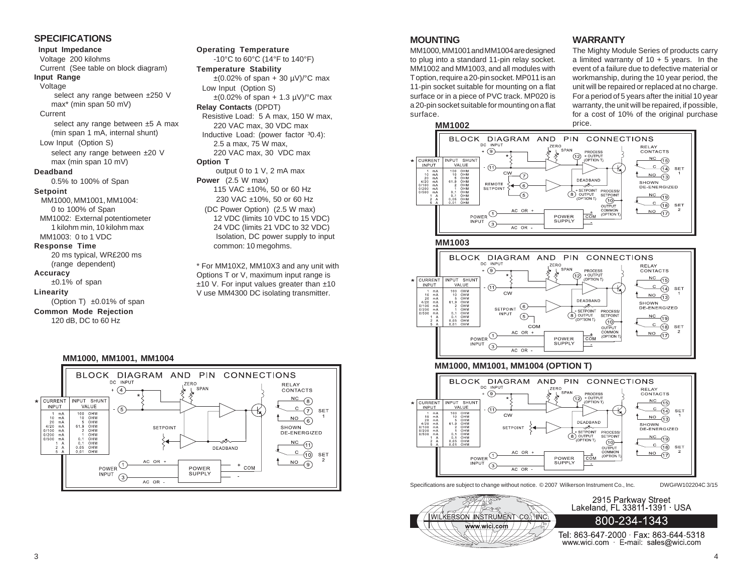## SPECIFICATIONS

**Input Impedance**

Voltage 200 kilohms

Current (See table on block diagram)

**Input Range**

Voltage

select any range between ±250 V max* (min span 50 mV)

Current

select any range between ±5 A max (min span 1 mA, internal shunt)

Low Input (Option S)

select any range between ±20 V max (min span 10 mV)

**Deadband**

0.5% to 100% of Span

**Setpoint**

MM1000, MM1001, MM1004:

0 to 100% of Span

MM1002: External potentiometer

1 kilohm min, 10 kilohm max

MM1003: 0 to 1 VDC

**Response Time**

20 ms typical, WR£200 ms (range dependent)

**Accuracy**

±0.1% of span

**Linearity**

(Option T) ±0.01% of span

**Common Mode Rejection**

120 dB, DC to 60 Hz

**Operating Temperature**

-10°C to 60°C (14°F to 140°F)

**Temperature Stability**

±(0.02% of span + 30 µV)/°C max

Low Input (Option S)

±(0.02% of span + 1.3 µV)/°C max

**Relay Contacts** (DPDT)

Resistive Load: 5 A max, 150 W max, 220 VAC max, 30 VDC max

Inductive Load: (power factor ³0.4): 2.5 a max, 75 W max, 220 VAC max, 30 VDC max

**Option T**

output 0 to 1 V, 2 mA max

**Power** (2.5 W max)

115 VAC ±10%, 50 or 60 Hz

230 VAC ±10%, 50 or 60 Hz

(DC Power Option) (2.5 W max)

12 VDC (limits 10 VDC to 15 VDC)

24 VDC (limits 21 VDC to 32 VDC)

Isolation, DC power supply to input common: 10 megohms.

* For MM10X2, MM10X3 and any unit with Options T or V, maximum input range is ±10 V. For input values greater than ±10 V use MM4300 DC isolating transmitter.

### MM1000, MM1001, MM1004

BLOCK DIAGRAM AND PIN CONNECTIONS

DC INPUT + 4, - 5; ZERO; SPAN; SETPOINT; DEADBAND; RELAY CONTACTS: NC 8, C 7, NO 6 (SET 1); NC 11, C 10, NO 9 (SET 2); SHOWN DE-ENERGIZED; POWER INPUT: AC OR + 1, AC OR - 3; POWER SUPPLY; + COM, -

| CURRENT INPUT | INPUT SHUNT VALUE |
|---|---|
| 1 mA | 100 OHM |
| 10 mA | 10 OHM |
| 20 mA | 5 OHM |
| 4/20 mA | 61.9 OHM |
| 0/100 mA | 2 OHM |
| 0/200 mA | 1 OHM |
| 0/500 mA | 0.1 OHM |
| 1 A | 0.1 OHM |
| 2 A | 0.05 OHM |
| 5 A | 0.01 OHM |

## MOUNTING

MM1000, MM1001 and MM1004 are designed to plug into a standard 11-pin relay socket. MM1002 and MM1003, and all modules with T option, require a 20-pin socket. MP011 is an 11-pin socket suitable for mounting on a flat surface or in a piece of PVC track. MP020 is a 20-pin socket suitable for mounting on a flat surface.

## WARRANTY

The Mighty Module Series of products carry a limited warranty of 10 + 5 years. In the event of a failure due to defective material or workmanship, during the 10 year period, the unit will be repaired or replaced at no charge. For a period of 5 years after the initial 10 year warranty, the unit will be repaired, if possible, for a cost of 10% of the original purchase price.

### MM1002

BLOCK DIAGRAM AND PIN CONNECTIONS

DC INPUT + 9, - 11; ZERO; SPAN; CW 7; REMOTE SETPOINT 6, 5; PROCESS + OUTPUT 12 (OPTION T); DEADBAND; + SETPOINT OUTPUT 8 (OPTION T); PROCESS/SETPOINT OUTPUT COMMON 10 (OPTION T); RELAY CONTACTS: NC 15, C 14, NO 13 (SET 1); NC 19, C 18, NO 17 (SET 2); SHOWN DE-ENERGIZED; POWER INPUT: AC OR + 1, AC OR - 3; POWER SUPPLY; + COM, -

(CURRENT INPUT / INPUT SHUNT VALUE table as above)

### MM1003

BLOCK DIAGRAM AND PIN CONNECTIONS

DC INPUT + 9, - 11; ZERO; SPAN; CW; SETPOINT INPUT 6, 5; COM; PROCESS + OUTPUT 12 (OPTION T); DEADBAND; + SETPOINT OUTPUT 8 (OPTION T); PROCESS/SETPOINT OUTPUT COMMON 10 (OPTION T); RELAY CONTACTS: NC 15, C 14, NO 13 (SET 1); NC 19, C 18, NO 17 (SET 2); SHOWN DE-ENERGIZED; POWER INPUT: AC OR + 1, AC OR - 3; POWER SUPPLY; + COM, -

(CURRENT INPUT / INPUT SHUNT VALUE table as above)

### MM1000, MM1001, MM1004 (OPTION T)

BLOCK DIAGRAM AND PIN CONNECTIONS

DC INPUT + 9, - 11; ZERO; SPAN; CW; SETPOINT; PROCESS + OUTPUT 12 (OPTION T); DEADBAND; + SETPOINT OUTPUT 8 (OPTION T); PROCESS/SETPOINT OUTPUT COMMON 10 (OPTION T); RELAY CONTACTS: NC 15, C 14, NO 13 (SET 1); NC 19, C 18, NO 17 (SET 2); SHOWN DE-ENERGIZED; POWER INPUT: AC OR + 1, AC OR - 3; POWER SUPPLY; + COM, -

(CURRENT INPUT / INPUT SHUNT VALUE table as above)

Specifications are subject to change without notice. © 2007 Wilkerson Instrument Co., Inc. DWG#W102204C 3/15

WILKERSON INSTRUMENT CO., INC.
www.wici.com

2915 Parkway Street
Lakeland, FL 33811-1391 · USA

800-234-1343

Tel: 863-647-2000 · Fax: 863-644-5318
www.wici.com · E-mail: sales@wici.com